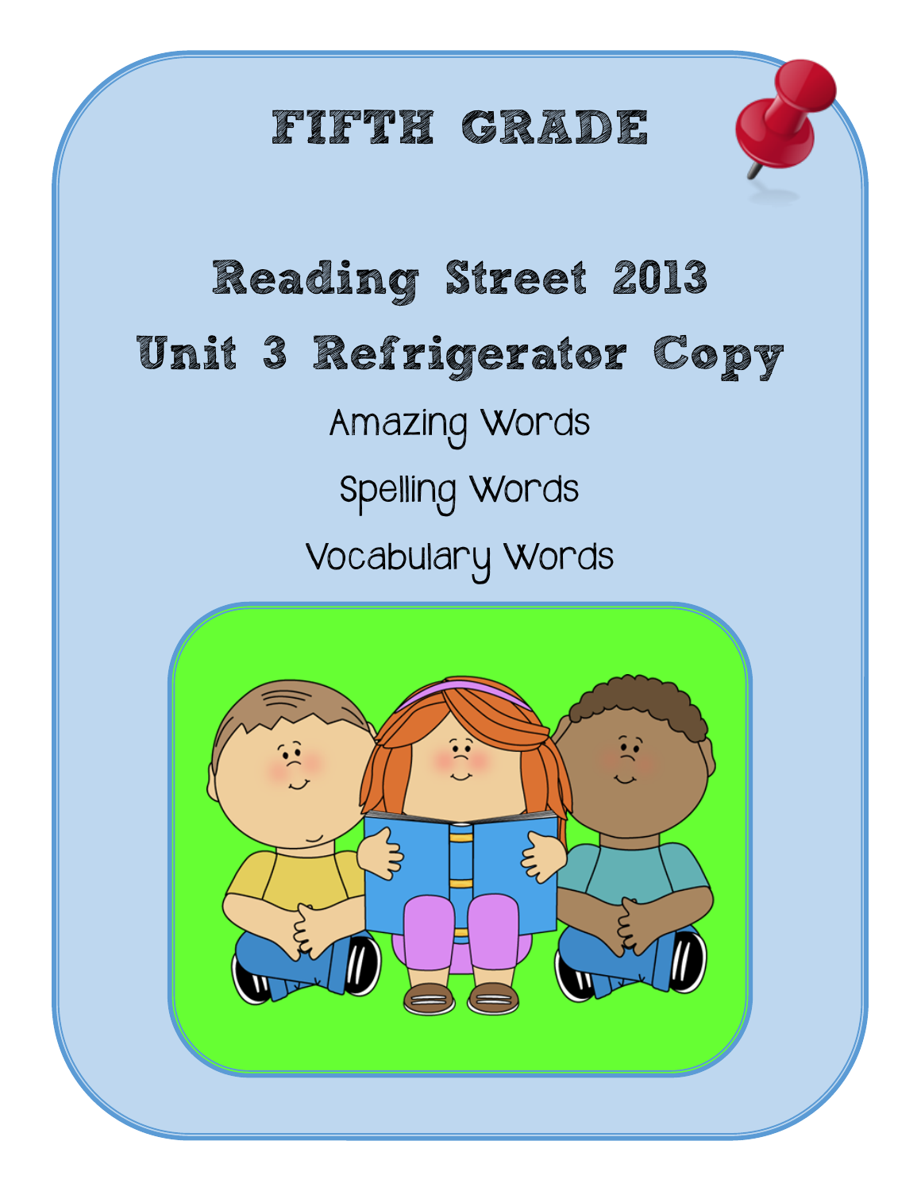# FIFTH GRADE

## Reading Street 2013

## Unit 3 Refrigerator Copy

Amazing Words

Spelling Words

Vocabulary Words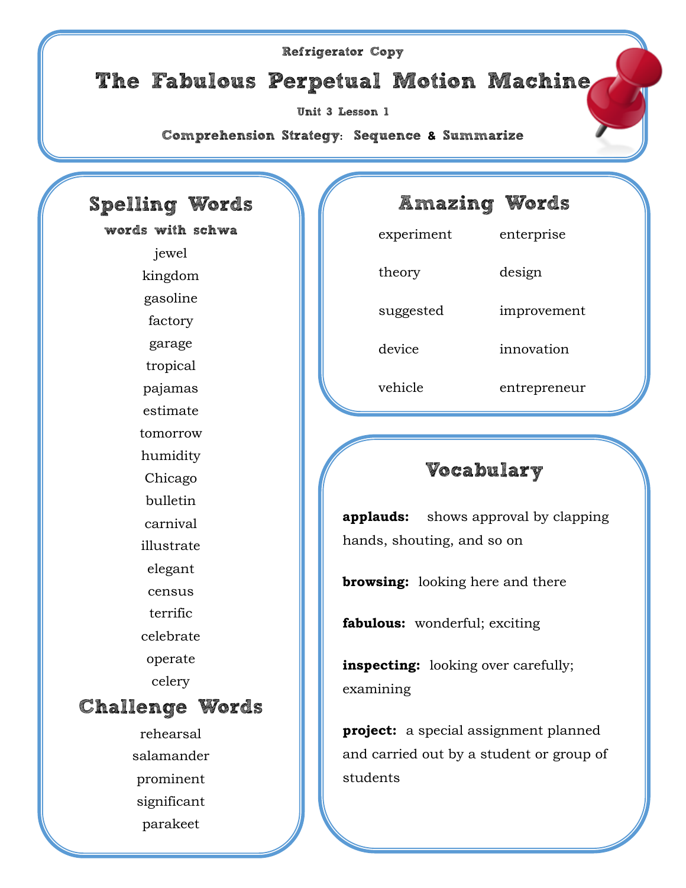Refrigerator Copy

# The Fabulous Perpetual Motion Machine

Unit 3 Lesson 1

**Comprehension Strategy: Sequence & Summarize**

## Spelling Words

**words with schwa**

jewel
kingdom
gasoline
factory
garage
tropical
pajamas
estimate
tomorrow
humidity
Chicago
bulletin
carnival
illustrate
elegant
census
terrific
celebrate
operate
celery

## Challenge Words

rehearsal
salamander
prominent
significant
parakeet

## Amazing Words

| | |
|---|---|
| experiment | enterprise |
| theory | design |
| suggested | improvement |
| device | innovation |
| vehicle | entrepreneur |

## Vocabulary

**applauds:** shows approval by clapping hands, shouting, and so on

**browsing:** looking here and there

**fabulous:** wonderful; exciting

**inspecting:** looking over carefully; examining

**project:** a special assignment planned and carried out by a student or group of students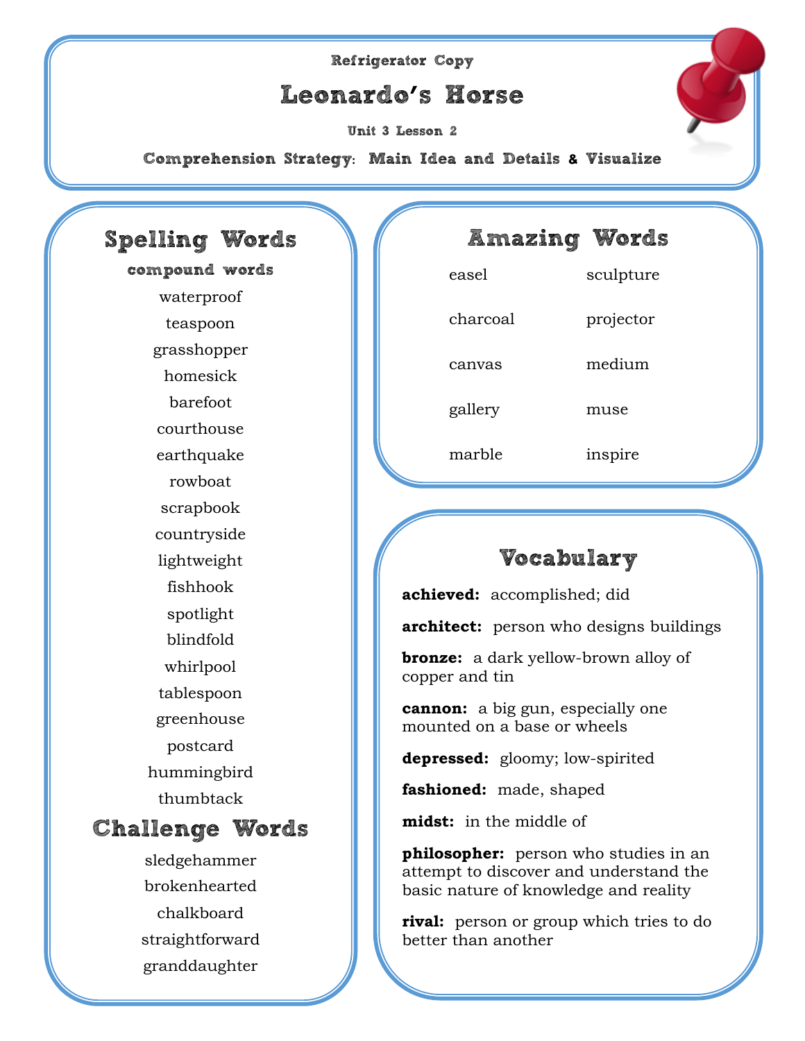Refrigerator Copy

# Leonardo's Horse

Unit 3 Lesson 2

**Comprehension Strategy: Main Idea and Details & Visualize**

## Spelling Words

**compound words**

- waterproof
- teaspoon
- grasshopper
- homesick
- barefoot
- courthouse
- earthquake
- rowboat
- scrapbook
- countryside
- lightweight
- fishhook
- spotlight
- blindfold
- whirlpool
- tablespoon
- greenhouse
- postcard
- hummingbird
- thumbtack

## Challenge Words

- sledgehammer
- brokenhearted
- chalkboard
- straightforward
- granddaughter

## Amazing Words

| | |
|---|---|
| easel | sculpture |
| charcoal | projector |
| canvas | medium |
| gallery | muse |
| marble | inspire |

## Vocabulary

**achieved:** accomplished; did

**architect:** person who designs buildings

**bronze:** a dark yellow-brown alloy of copper and tin

**cannon:** a big gun, especially one mounted on a base or wheels

**depressed:** gloomy; low-spirited

**fashioned:** made, shaped

**midst:** in the middle of

**philosopher:** person who studies in an attempt to discover and understand the basic nature of knowledge and reality

**rival:** person or group which tries to do better than another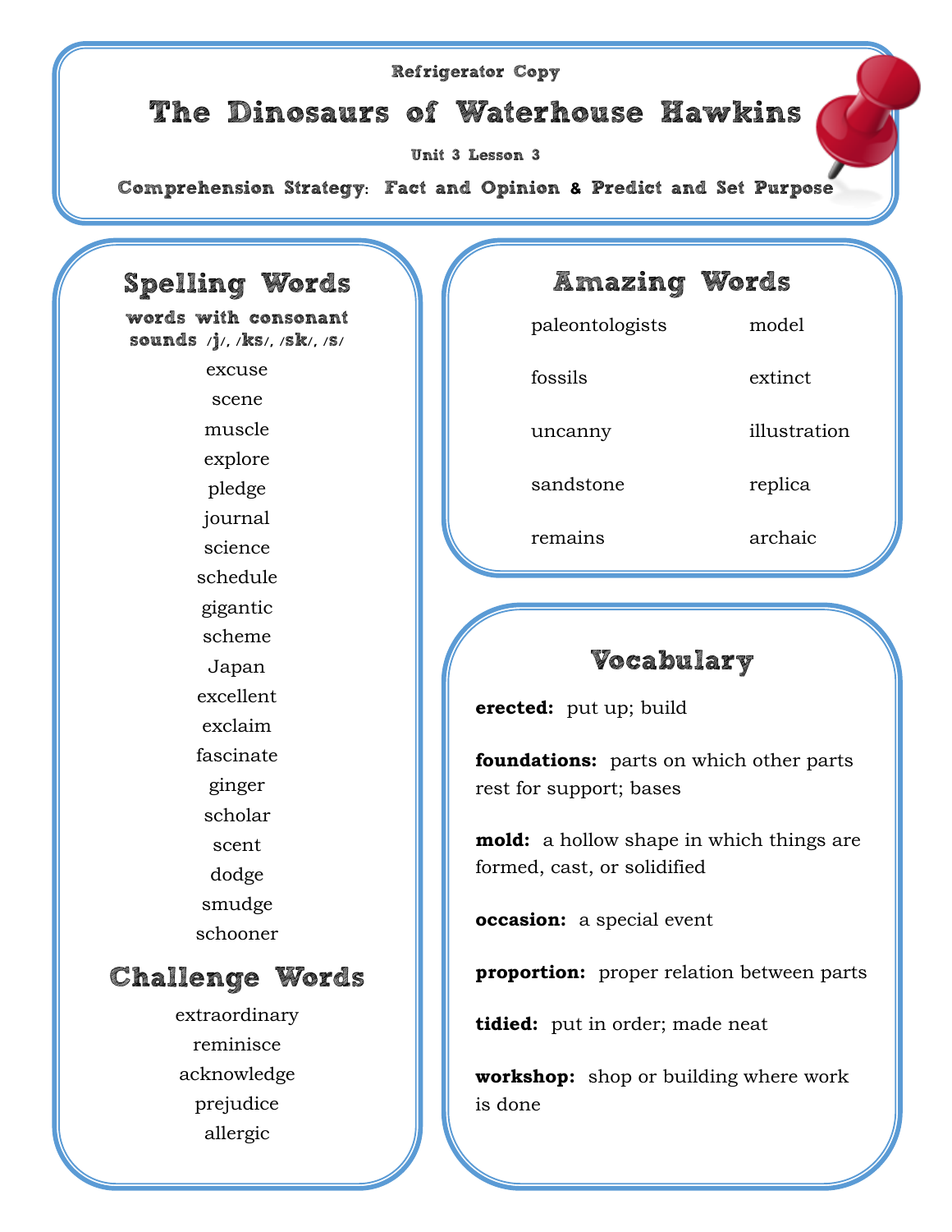Refrigerator Copy

# The Dinosaurs of Waterhouse Hawkins

Unit 3 Lesson 3

**Comprehension Strategy: Fact and Opinion & Predict and Set Purpose**

## Spelling Words

**words with consonant sounds /j/, /ks/, /sk/, /s/**

excuse
scene
muscle
explore
pledge
journal
science
schedule
gigantic
scheme
Japan
excellent
exclaim
fascinate
ginger
scholar
scent
dodge
smudge
schooner

## Challenge Words

extraordinary
reminisce
acknowledge
prejudice
allergic

## Amazing Words

paleontologists
fossils
uncanny
sandstone
remains
model
extinct
illustration
replica
archaic

## Vocabulary

**erected:** put up; build

**foundations:** parts on which other parts rest for support; bases

**mold:** a hollow shape in which things are formed, cast, or solidified

**occasion:** a special event

**proportion:** proper relation between parts

**tidied:** put in order; made neat

**workshop:** shop or building where work is done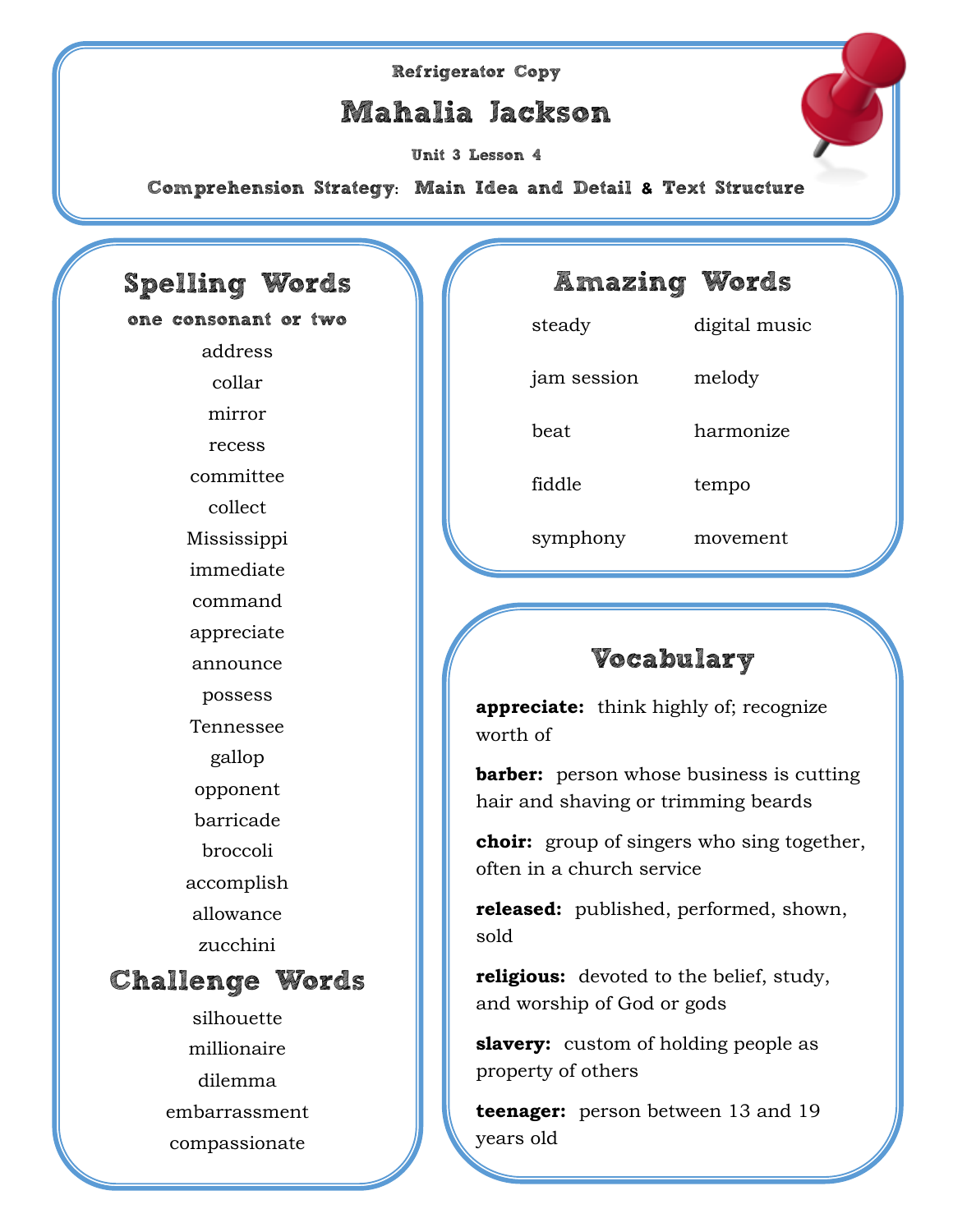Refrigerator Copy

# Mahalia Jackson

Unit 3 Lesson 4

**Comprehension Strategy:** Main Idea and Detail & Text Structure

## Spelling Words

**one consonant or two**

address
collar
mirror
recess
committee
collect
Mississippi
immediate
command
appreciate
announce
possess
Tennessee
gallop
opponent
barricade
broccoli
accomplish
allowance
zucchini

## Challenge Words

silhouette
millionaire
dilemma
embarrassment
compassionate

## Amazing Words

steady
jam session
beat
fiddle
symphony
digital music
melody
harmonize
tempo
movement

## Vocabulary

**appreciate:** think highly of; recognize worth of

**barber:** person whose business is cutting hair and shaving or trimming beards

**choir:** group of singers who sing together, often in a church service

**released:** published, performed, shown, sold

**religious:** devoted to the belief, study, and worship of God or gods

**slavery:** custom of holding people as property of others

**teenager:** person between 13 and 19 years old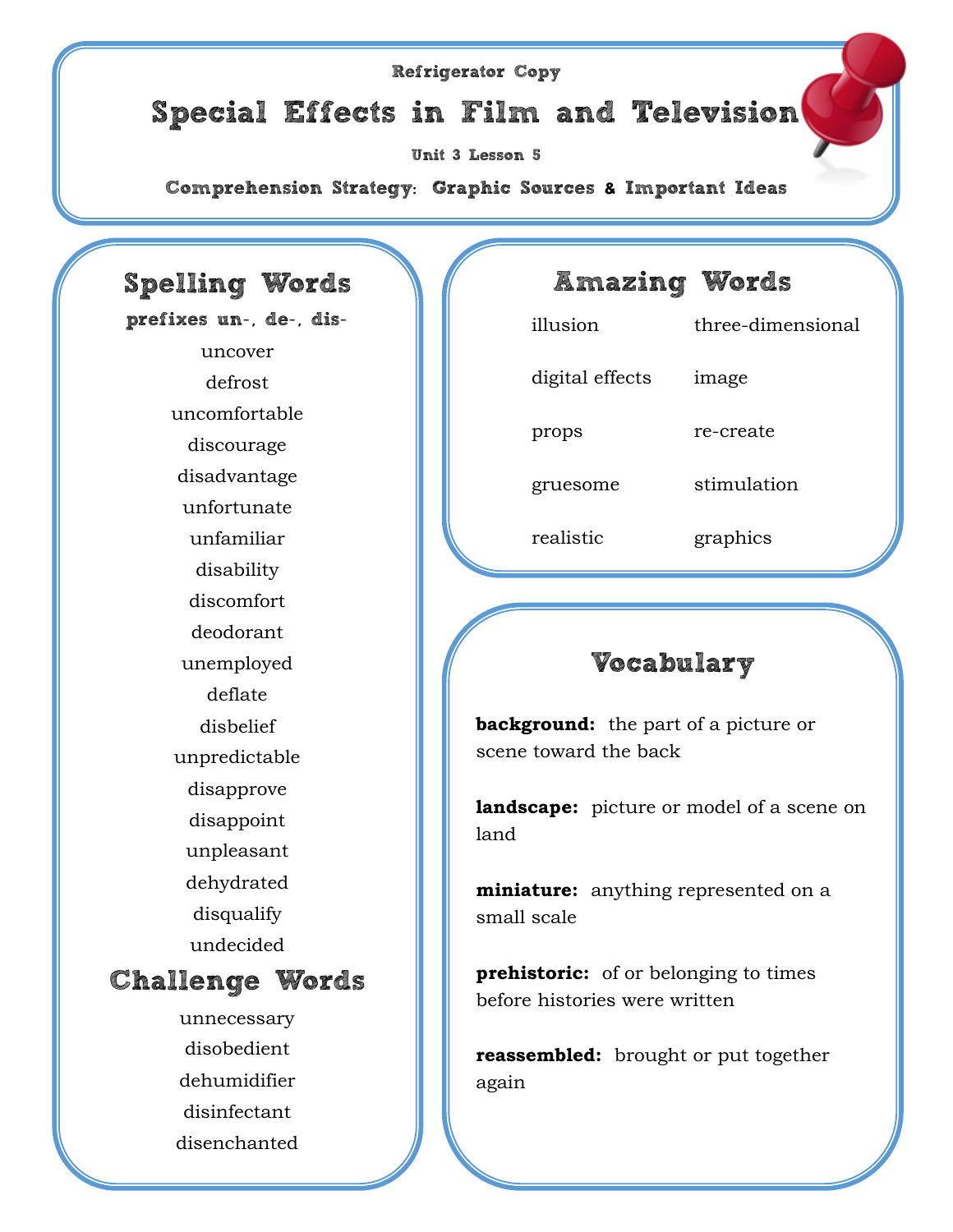Refrigerator Copy

# Special Effects in Film and Television

Unit 3 Lesson 5

Comprehension Strategy: Graphic Sources & Important Ideas

## Spelling Words

**prefixes un-, de-, dis-**

uncover
defrost
uncomfortable
discourage
disadvantage
unfortunate
unfamiliar
disability
discomfort
deodorant
unemployed
deflate
disbelief
unpredictable
disapprove
disappoint
unpleasant
dehydrated
disqualify
undecided

## Challenge Words

unnecessary
disobedient
dehumidifier
disinfectant
disenchanted

## Amazing Words

illusion
digital effects
props
gruesome
realistic
three-dimensional
image
re-create
stimulation
graphics

## Vocabulary

**background:** the part of a picture or scene toward the back

**landscape:** picture or model of a scene on land

**miniature:** anything represented on a small scale

**prehistoric:** of or belonging to times before histories were written

**reassembled:** brought or put together again